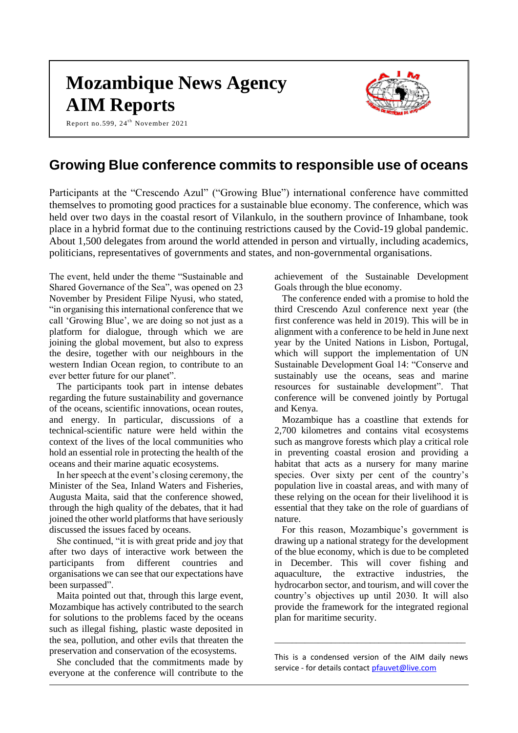# Mozambique News Agency
# AIM Reports

Report no.599, 24th November 2021

## Growing Blue conference commits to responsible use of oceans

Participants at the "Crescendo Azul" ("Growing Blue") international conference have committed themselves to promoting good practices for a sustainable blue economy. The conference, which was held over two days in the coastal resort of Vilankulo, in the southern province of Inhambane, took place in a hybrid format due to the continuing restrictions caused by the Covid-19 global pandemic. About 1,500 delegates from around the world attended in person and virtually, including academics, politicians, representatives of governments and states, and non-governmental organisations.

The event, held under the theme "Sustainable and Shared Governance of the Sea", was opened on 23 November by President Filipe Nyusi, who stated, "in organising this international conference that we call 'Growing Blue', we are doing so not just as a platform for dialogue, through which we are joining the global movement, but also to express the desire, together with our neighbours in the western Indian Ocean region, to contribute to an ever better future for our planet".

The participants took part in intense debates regarding the future sustainability and governance of the oceans, scientific innovations, ocean routes, and energy. In particular, discussions of a technical-scientific nature were held within the context of the lives of the local communities who hold an essential role in protecting the health of the oceans and their marine aquatic ecosystems.

In her speech at the event's closing ceremony, the Minister of the Sea, Inland Waters and Fisheries, Augusta Maita, said that the conference showed, through the high quality of the debates, that it had joined the other world platforms that have seriously discussed the issues faced by oceans.

She continued, "it is with great pride and joy that after two days of interactive work between the participants from different countries and organisations we can see that our expectations have been surpassed".

Maita pointed out that, through this large event, Mozambique has actively contributed to the search for solutions to the problems faced by the oceans such as illegal fishing, plastic waste deposited in the sea, pollution, and other evils that threaten the preservation and conservation of the ecosystems.

She concluded that the commitments made by everyone at the conference will contribute to the achievement of the Sustainable Development Goals through the blue economy.

The conference ended with a promise to hold the third Crescendo Azul conference next year (the first conference was held in 2019). This will be in alignment with a conference to be held in June next year by the United Nations in Lisbon, Portugal, which will support the implementation of UN Sustainable Development Goal 14: "Conserve and sustainably use the oceans, seas and marine resources for sustainable development". That conference will be convened jointly by Portugal and Kenya.

Mozambique has a coastline that extends for 2,700 kilometres and contains vital ecosystems such as mangrove forests which play a critical role in preventing coastal erosion and providing a habitat that acts as a nursery for many marine species. Over sixty per cent of the country's population live in coastal areas, and with many of these relying on the ocean for their livelihood it is essential that they take on the role of guardians of nature.

For this reason, Mozambique's government is drawing up a national strategy for the development of the blue economy, which is due to be completed in December. This will cover fishing and aquaculture, the extractive industries, the hydrocarbon sector, and tourism, and will cover the country's objectives up until 2030. It will also provide the framework for the integrated regional plan for maritime security.

---

This is a condensed version of the AIM daily news service - for details contact pfauvet@live.com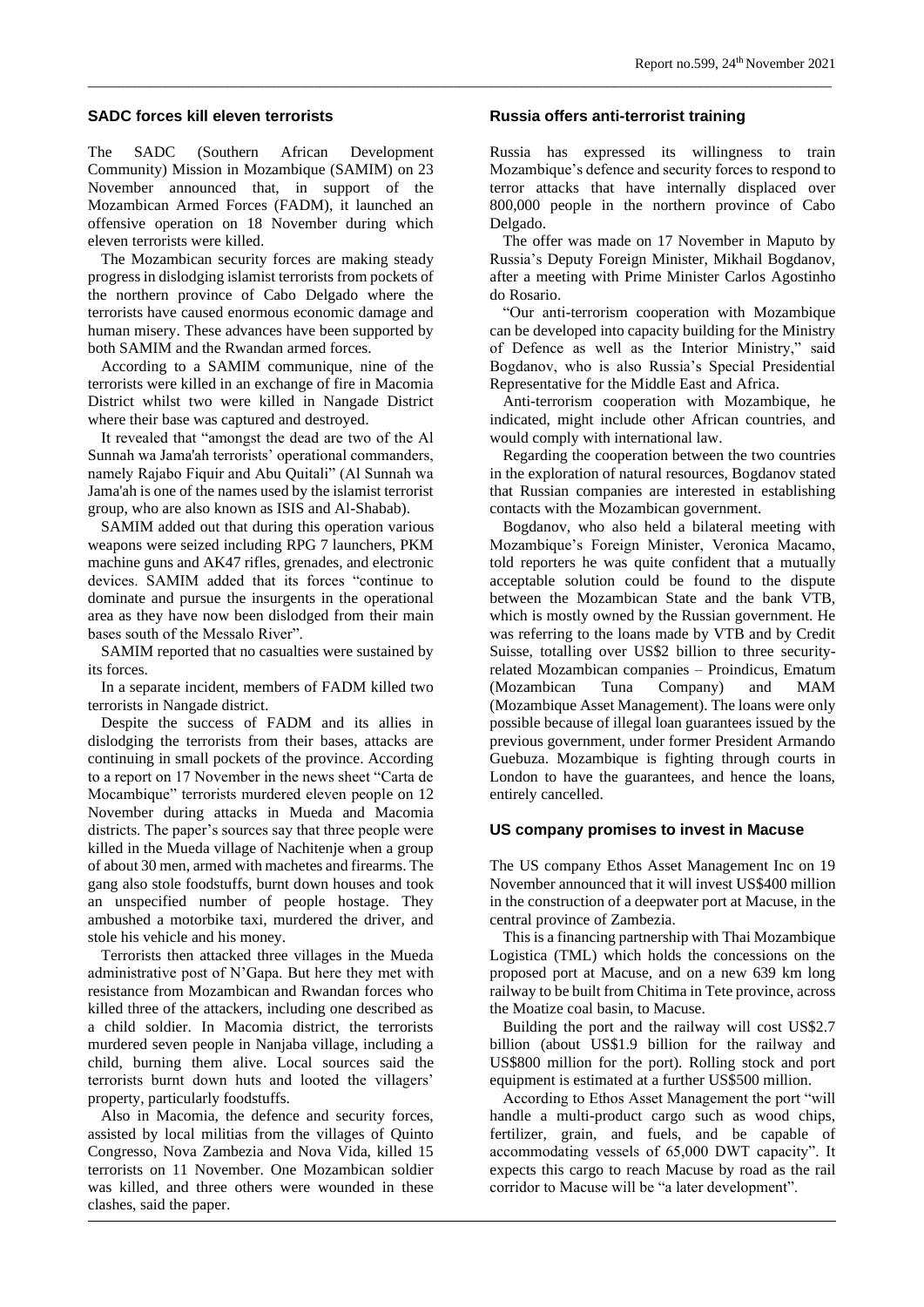## SADC forces kill eleven terrorists

The SADC (Southern African Development Community) Mission in Mozambique (SAMIM) on 23 November announced that, in support of the Mozambican Armed Forces (FADM), it launched an offensive operation on 18 November during which eleven terrorists were killed.

The Mozambican security forces are making steady progress in dislodging islamist terrorists from pockets of the northern province of Cabo Delgado where the terrorists have caused enormous economic damage and human misery. These advances have been supported by both SAMIM and the Rwandan armed forces.

According to a SAMIM communique, nine of the terrorists were killed in an exchange of fire in Macomia District whilst two were killed in Nangade District where their base was captured and destroyed.

It revealed that "amongst the dead are two of the Al Sunnah wa Jama'ah terrorists' operational commanders, namely Rajabo Fiquir and Abu Quitali" (Al Sunnah wa Jama'ah is one of the names used by the islamist terrorist group, who are also known as ISIS and Al-Shabab).

SAMIM added out that during this operation various weapons were seized including RPG 7 launchers, PKM machine guns and AK47 rifles, grenades, and electronic devices. SAMIM added that its forces "continue to dominate and pursue the insurgents in the operational area as they have now been dislodged from their main bases south of the Messalo River".

SAMIM reported that no casualties were sustained by its forces.

In a separate incident, members of FADM killed two terrorists in Nangade district.

Despite the success of FADM and its allies in dislodging the terrorists from their bases, attacks are continuing in small pockets of the province. According to a report on 17 November in the news sheet "Carta de Mocambique" terrorists murdered eleven people on 12 November during attacks in Mueda and Macomia districts. The paper's sources say that three people were killed in the Mueda village of Nachitenje when a group of about 30 men, armed with machetes and firearms. The gang also stole foodstuffs, burnt down houses and took an unspecified number of people hostage. They ambushed a motorbike taxi, murdered the driver, and stole his vehicle and his money.

Terrorists then attacked three villages in the Mueda administrative post of N'Gapa. But here they met with resistance from Mozambican and Rwandan forces who killed three of the attackers, including one described as a child soldier. In Macomia district, the terrorists murdered seven people in Nanjaba village, including a child, burning them alive. Local sources said the terrorists burnt down huts and looted the villagers' property, particularly foodstuffs.

Also in Macomia, the defence and security forces, assisted by local militias from the villages of Quinto Congresso, Nova Zambezia and Nova Vida, killed 15 terrorists on 11 November. One Mozambican soldier was killed, and three others were wounded in these clashes, said the paper.

## Russia offers anti-terrorist training

Russia has expressed its willingness to train Mozambique's defence and security forces to respond to terror attacks that have internally displaced over 800,000 people in the northern province of Cabo Delgado.

The offer was made on 17 November in Maputo by Russia's Deputy Foreign Minister, Mikhail Bogdanov, after a meeting with Prime Minister Carlos Agostinho do Rosario.

"Our anti-terrorism cooperation with Mozambique can be developed into capacity building for the Ministry of Defence as well as the Interior Ministry," said Bogdanov, who is also Russia's Special Presidential Representative for the Middle East and Africa.

Anti-terrorism cooperation with Mozambique, he indicated, might include other African countries, and would comply with international law.

Regarding the cooperation between the two countries in the exploration of natural resources, Bogdanov stated that Russian companies are interested in establishing contacts with the Mozambican government.

Bogdanov, who also held a bilateral meeting with Mozambique's Foreign Minister, Veronica Macamo, told reporters he was quite confident that a mutually acceptable solution could be found to the dispute between the Mozambican State and the bank VTB, which is mostly owned by the Russian government. He was referring to the loans made by VTB and by Credit Suisse, totalling over US$2 billion to three security-related Mozambican companies – Proindicus, Ematum (Mozambican Tuna Company) and MAM (Mozambique Asset Management). The loans were only possible because of illegal loan guarantees issued by the previous government, under former President Armando Guebuza. Mozambique is fighting through courts in London to have the guarantees, and hence the loans, entirely cancelled.

## US company promises to invest in Macuse

The US company Ethos Asset Management Inc on 19 November announced that it will invest US$400 million in the construction of a deepwater port at Macuse, in the central province of Zambezia.

This is a financing partnership with Thai Mozambique Logistica (TML) which holds the concessions on the proposed port at Macuse, and on a new 639 km long railway to be built from Chitima in Tete province, across the Moatize coal basin, to Macuse.

Building the port and the railway will cost US$2.7 billion (about US$1.9 billion for the railway and US$800 million for the port). Rolling stock and port equipment is estimated at a further US$500 million.

According to Ethos Asset Management the port "will handle a multi-product cargo such as wood chips, fertilizer, grain, and fuels, and be capable of accommodating vessels of 65,000 DWT capacity". It expects this cargo to reach Macuse by road as the rail corridor to Macuse will be "a later development".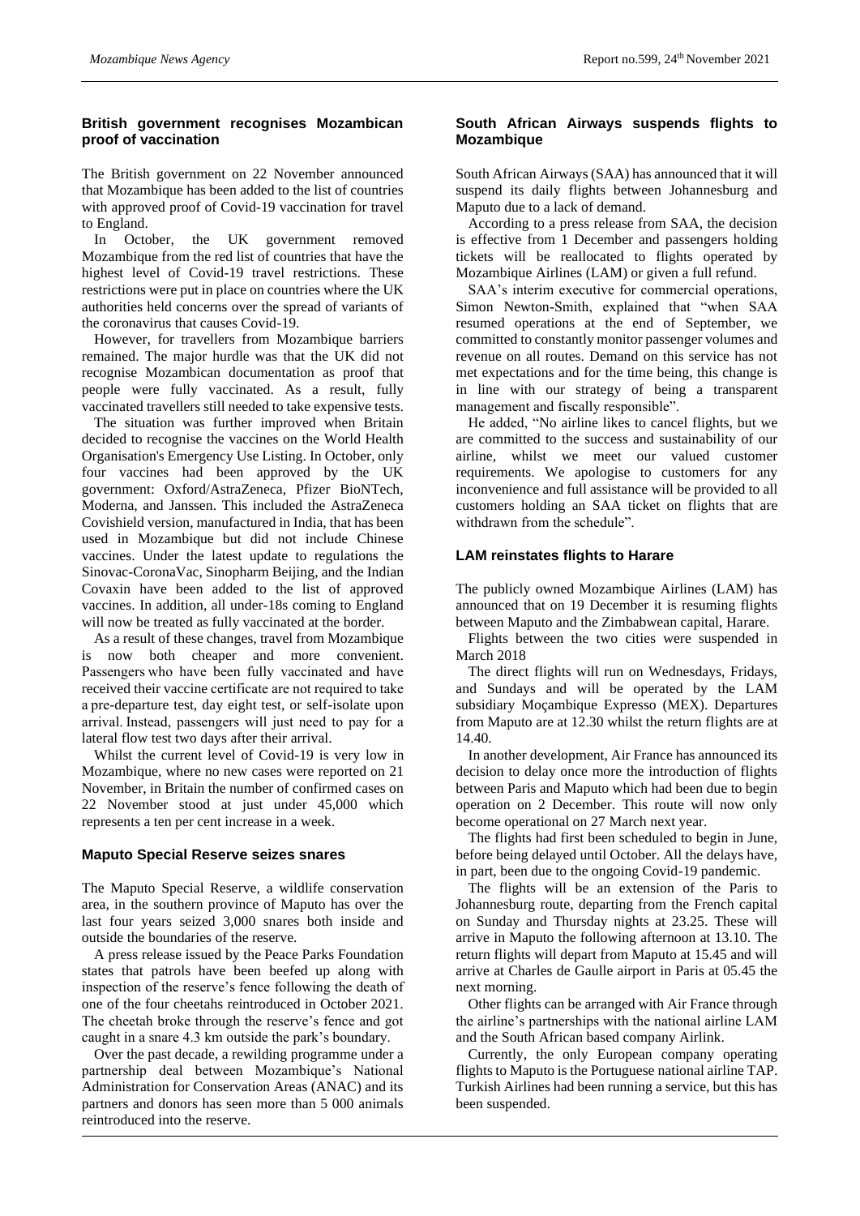## British government recognises Mozambican proof of vaccination

The British government on 22 November announced that Mozambique has been added to the list of countries with approved proof of Covid-19 vaccination for travel to England.

In October, the UK government removed Mozambique from the red list of countries that have the highest level of Covid-19 travel restrictions. These restrictions were put in place on countries where the UK authorities held concerns over the spread of variants of the coronavirus that causes Covid-19.

However, for travellers from Mozambique barriers remained. The major hurdle was that the UK did not recognise Mozambican documentation as proof that people were fully vaccinated. As a result, fully vaccinated travellers still needed to take expensive tests.

The situation was further improved when Britain decided to recognise the vaccines on the World Health Organisation's Emergency Use Listing. In October, only four vaccines had been approved by the UK government: Oxford/AstraZeneca, Pfizer BioNTech, Moderna, and Janssen. This included the AstraZeneca Covishield version, manufactured in India, that has been used in Mozambique but did not include Chinese vaccines. Under the latest update to regulations the Sinovac-CoronaVac, Sinopharm Beijing, and the Indian Covaxin have been added to the list of approved vaccines. In addition, all under-18s coming to England will now be treated as fully vaccinated at the border.

As a result of these changes, travel from Mozambique is now both cheaper and more convenient. Passengers who have been fully vaccinated and have received their vaccine certificate are not required to take a pre-departure test, day eight test, or self-isolate upon arrival. Instead, passengers will just need to pay for a lateral flow test two days after their arrival.

Whilst the current level of Covid-19 is very low in Mozambique, where no new cases were reported on 21 November, in Britain the number of confirmed cases on 22 November stood at just under 45,000 which represents a ten per cent increase in a week.

## Maputo Special Reserve seizes snares

The Maputo Special Reserve, a wildlife conservation area, in the southern province of Maputo has over the last four years seized 3,000 snares both inside and outside the boundaries of the reserve.

A press release issued by the Peace Parks Foundation states that patrols have been beefed up along with inspection of the reserve's fence following the death of one of the four cheetahs reintroduced in October 2021. The cheetah broke through the reserve's fence and got caught in a snare 4.3 km outside the park's boundary.

Over the past decade, a rewilding programme under a partnership deal between Mozambique's National Administration for Conservation Areas (ANAC) and its partners and donors has seen more than 5 000 animals reintroduced into the reserve.

## South African Airways suspends flights to Mozambique

South African Airways (SAA) has announced that it will suspend its daily flights between Johannesburg and Maputo due to a lack of demand.

According to a press release from SAA, the decision is effective from 1 December and passengers holding tickets will be reallocated to flights operated by Mozambique Airlines (LAM) or given a full refund.

SAA's interim executive for commercial operations, Simon Newton-Smith, explained that "when SAA resumed operations at the end of September, we committed to constantly monitor passenger volumes and revenue on all routes. Demand on this service has not met expectations and for the time being, this change is in line with our strategy of being a transparent management and fiscally responsible".

He added, "No airline likes to cancel flights, but we are committed to the success and sustainability of our airline, whilst we meet our valued customer requirements. We apologise to customers for any inconvenience and full assistance will be provided to all customers holding an SAA ticket on flights that are withdrawn from the schedule".

## LAM reinstates flights to Harare

The publicly owned Mozambique Airlines (LAM) has announced that on 19 December it is resuming flights between Maputo and the Zimbabwean capital, Harare.

Flights between the two cities were suspended in March 2018

The direct flights will run on Wednesdays, Fridays, and Sundays and will be operated by the LAM subsidiary Moçambique Expresso (MEX). Departures from Maputo are at 12.30 whilst the return flights are at 14.40.

In another development, Air France has announced its decision to delay once more the introduction of flights between Paris and Maputo which had been due to begin operation on 2 December. This route will now only become operational on 27 March next year.

The flights had first been scheduled to begin in June, before being delayed until October. All the delays have, in part, been due to the ongoing Covid-19 pandemic.

The flights will be an extension of the Paris to Johannesburg route, departing from the French capital on Sunday and Thursday nights at 23.25. These will arrive in Maputo the following afternoon at 13.10. The return flights will depart from Maputo at 15.45 and will arrive at Charles de Gaulle airport in Paris at 05.45 the next morning.

Other flights can be arranged with Air France through the airline's partnerships with the national airline LAM and the South African based company Airlink.

Currently, the only European company operating flights to Maputo is the Portuguese national airline TAP. Turkish Airlines had been running a service, but this has been suspended.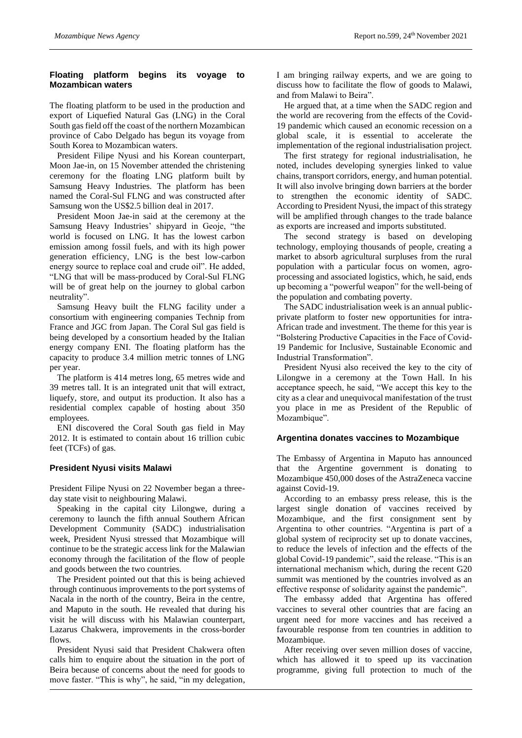## Floating platform begins its voyage to Mozambican waters

The floating platform to be used in the production and export of Liquefied Natural Gas (LNG) in the Coral South gas field off the coast of the northern Mozambican province of Cabo Delgado has begun its voyage from South Korea to Mozambican waters.

President Filipe Nyusi and his Korean counterpart, Moon Jae-in, on 15 November attended the christening ceremony for the floating LNG platform built by Samsung Heavy Industries. The platform has been named the Coral-Sul FLNG and was constructed after Samsung won the US$2.5 billion deal in 2017.

President Moon Jae-in said at the ceremony at the Samsung Heavy Industries' shipyard in Geoje, "the world is focused on LNG. It has the lowest carbon emission among fossil fuels, and with its high power generation efficiency, LNG is the best low-carbon energy source to replace coal and crude oil". He added, "LNG that will be mass-produced by Coral-Sul FLNG will be of great help on the journey to global carbon neutrality".

Samsung Heavy built the FLNG facility under a consortium with engineering companies Technip from France and JGC from Japan. The Coral Sul gas field is being developed by a consortium headed by the Italian energy company ENI. The floating platform has the capacity to produce 3.4 million metric tonnes of LNG per year.

The platform is 414 metres long, 65 metres wide and 39 metres tall. It is an integrated unit that will extract, liquefy, store, and output its production. It also has a residential complex capable of hosting about 350 employees.

ENI discovered the Coral South gas field in May 2012. It is estimated to contain about 16 trillion cubic feet (TCFs) of gas.

## President Nyusi visits Malawi

President Filipe Nyusi on 22 November began a three-day state visit to neighbouring Malawi.

Speaking in the capital city Lilongwe, during a ceremony to launch the fifth annual Southern African Development Community (SADC) industrialisation week, President Nyusi stressed that Mozambique will continue to be the strategic access link for the Malawian economy through the facilitation of the flow of people and goods between the two countries.

The President pointed out that this is being achieved through continuous improvements to the port systems of Nacala in the north of the country, Beira in the centre, and Maputo in the south. He revealed that during his visit he will discuss with his Malawian counterpart, Lazarus Chakwera, improvements in the cross-border flows.

President Nyusi said that President Chakwera often calls him to enquire about the situation in the port of Beira because of concerns about the need for goods to move faster. "This is why", he said, "in my delegation, I am bringing railway experts, and we are going to discuss how to facilitate the flow of goods to Malawi, and from Malawi to Beira".

He argued that, at a time when the SADC region and the world are recovering from the effects of the Covid-19 pandemic which caused an economic recession on a global scale, it is essential to accelerate the implementation of the regional industrialisation project.

The first strategy for regional industrialisation, he noted, includes developing synergies linked to value chains, transport corridors, energy, and human potential. It will also involve bringing down barriers at the border to strengthen the economic identity of SADC. According to President Nyusi, the impact of this strategy will be amplified through changes to the trade balance as exports are increased and imports substituted.

The second strategy is based on developing technology, employing thousands of people, creating a market to absorb agricultural surpluses from the rural population with a particular focus on women, agro-processing and associated logistics, which, he said, ends up becoming a "powerful weapon" for the well-being of the population and combating poverty.

The SADC industrialisation week is an annual public-private platform to foster new opportunities for intra-African trade and investment. The theme for this year is "Bolstering Productive Capacities in the Face of Covid-19 Pandemic for Inclusive, Sustainable Economic and Industrial Transformation".

President Nyusi also received the key to the city of Lilongwe in a ceremony at the Town Hall. In his acceptance speech, he said, "We accept this key to the city as a clear and unequivocal manifestation of the trust you place in me as President of the Republic of Mozambique".

## Argentina donates vaccines to Mozambique

The Embassy of Argentina in Maputo has announced that the Argentine government is donating to Mozambique 450,000 doses of the AstraZeneca vaccine against Covid-19.

According to an embassy press release, this is the largest single donation of vaccines received by Mozambique, and the first consignment sent by Argentina to other countries. "Argentina is part of a global system of reciprocity set up to donate vaccines, to reduce the levels of infection and the effects of the global Covid-19 pandemic", said the release. "This is an international mechanism which, during the recent G20 summit was mentioned by the countries involved as an effective response of solidarity against the pandemic".

The embassy added that Argentina has offered vaccines to several other countries that are facing an urgent need for more vaccines and has received a favourable response from ten countries in addition to Mozambique.

After receiving over seven million doses of vaccine, which has allowed it to speed up its vaccination programme, giving full protection to much of the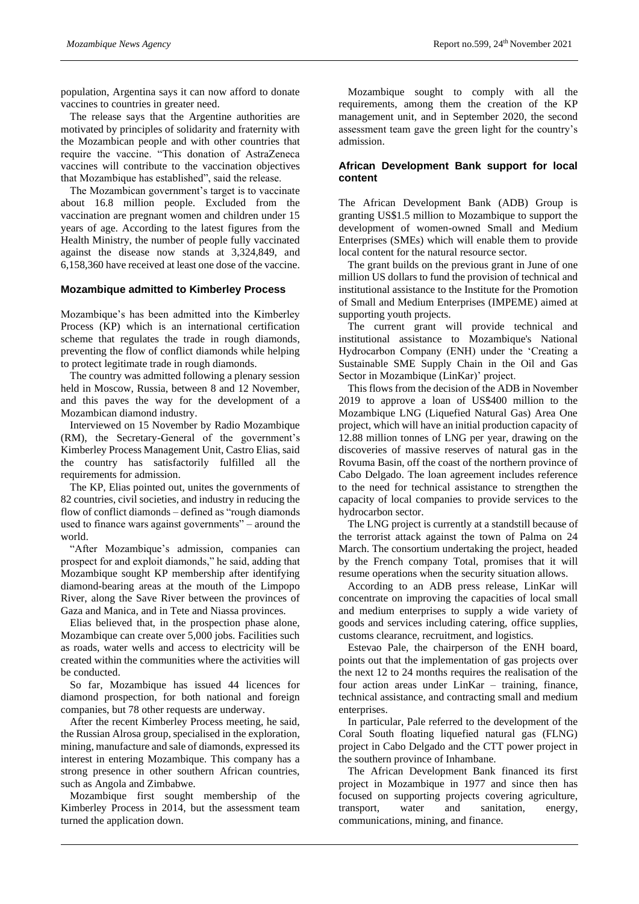population, Argentina says it can now afford to donate vaccines to countries in greater need.

The release says that the Argentine authorities are motivated by principles of solidarity and fraternity with the Mozambican people and with other countries that require the vaccine. "This donation of AstraZeneca vaccines will contribute to the vaccination objectives that Mozambique has established", said the release.

The Mozambican government's target is to vaccinate about 16.8 million people. Excluded from the vaccination are pregnant women and children under 15 years of age. According to the latest figures from the Health Ministry, the number of people fully vaccinated against the disease now stands at 3,324,849, and 6,158,360 have received at least one dose of the vaccine.

### Mozambique admitted to Kimberley Process

Mozambique's has been admitted into the Kimberley Process (KP) which is an international certification scheme that regulates the trade in rough diamonds, preventing the flow of conflict diamonds while helping to protect legitimate trade in rough diamonds.

The country was admitted following a plenary session held in Moscow, Russia, between 8 and 12 November, and this paves the way for the development of a Mozambican diamond industry.

Interviewed on 15 November by Radio Mozambique (RM), the Secretary-General of the government's Kimberley Process Management Unit, Castro Elias, said the country has satisfactorily fulfilled all the requirements for admission.

The KP, Elias pointed out, unites the governments of 82 countries, civil societies, and industry in reducing the flow of conflict diamonds – defined as "rough diamonds used to finance wars against governments" – around the world.

"After Mozambique's admission, companies can prospect for and exploit diamonds," he said, adding that Mozambique sought KP membership after identifying diamond-bearing areas at the mouth of the Limpopo River, along the Save River between the provinces of Gaza and Manica, and in Tete and Niassa provinces.

Elias believed that, in the prospection phase alone, Mozambique can create over 5,000 jobs. Facilities such as roads, water wells and access to electricity will be created within the communities where the activities will be conducted.

So far, Mozambique has issued 44 licences for diamond prospection, for both national and foreign companies, but 78 other requests are underway.

After the recent Kimberley Process meeting, he said, the Russian Alrosa group, specialised in the exploration, mining, manufacture and sale of diamonds, expressed its interest in entering Mozambique. This company has a strong presence in other southern African countries, such as Angola and Zimbabwe.

Mozambique first sought membership of the Kimberley Process in 2014, but the assessment team turned the application down.

Mozambique sought to comply with all the requirements, among them the creation of the KP management unit, and in September 2020, the second assessment team gave the green light for the country's admission.

### African Development Bank support for local content

The African Development Bank (ADB) Group is granting US$1.5 million to Mozambique to support the development of women-owned Small and Medium Enterprises (SMEs) which will enable them to provide local content for the natural resource sector.

The grant builds on the previous grant in June of one million US dollars to fund the provision of technical and institutional assistance to the Institute for the Promotion of Small and Medium Enterprises (IMPEME) aimed at supporting youth projects.

The current grant will provide technical and institutional assistance to Mozambique's National Hydrocarbon Company (ENH) under the 'Creating a Sustainable SME Supply Chain in the Oil and Gas Sector in Mozambique (LinKar)' project.

This flows from the decision of the ADB in November 2019 to approve a loan of US$400 million to the Mozambique LNG (Liquefied Natural Gas) Area One project, which will have an initial production capacity of 12.88 million tonnes of LNG per year, drawing on the discoveries of massive reserves of natural gas in the Rovuma Basin, off the coast of the northern province of Cabo Delgado. The loan agreement includes reference to the need for technical assistance to strengthen the capacity of local companies to provide services to the hydrocarbon sector.

The LNG project is currently at a standstill because of the terrorist attack against the town of Palma on 24 March. The consortium undertaking the project, headed by the French company Total, promises that it will resume operations when the security situation allows.

According to an ADB press release, LinKar will concentrate on improving the capacities of local small and medium enterprises to supply a wide variety of goods and services including catering, office supplies, customs clearance, recruitment, and logistics.

Estevao Pale, the chairperson of the ENH board, points out that the implementation of gas projects over the next 12 to 24 months requires the realisation of the four action areas under LinKar – training, finance, technical assistance, and contracting small and medium enterprises.

In particular, Pale referred to the development of the Coral South floating liquefied natural gas (FLNG) project in Cabo Delgado and the CTT power project in the southern province of Inhambane.

The African Development Bank financed its first project in Mozambique in 1977 and since then has focused on supporting projects covering agriculture, transport, water and sanitation, energy, communications, mining, and finance.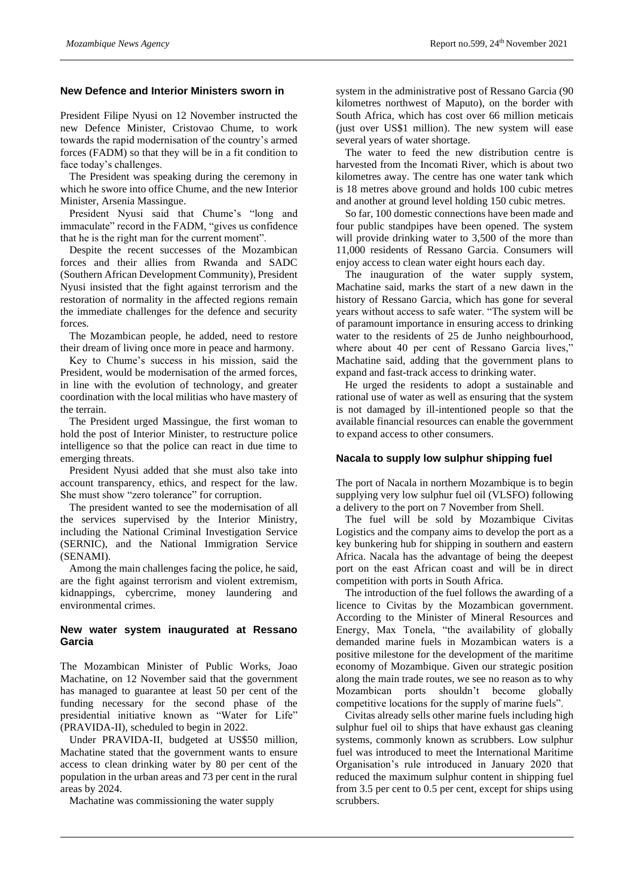## New Defence and Interior Ministers sworn in

President Filipe Nyusi on 12 November instructed the new Defence Minister, Cristovao Chume, to work towards the rapid modernisation of the country's armed forces (FADM) so that they will be in a fit condition to face today's challenges.

The President was speaking during the ceremony in which he swore into office Chume, and the new Interior Minister, Arsenia Massingue.

President Nyusi said that Chume's "long and immaculate" record in the FADM, "gives us confidence that he is the right man for the current moment".

Despite the recent successes of the Mozambican forces and their allies from Rwanda and SADC (Southern African Development Community), President Nyusi insisted that the fight against terrorism and the restoration of normality in the affected regions remain the immediate challenges for the defence and security forces.

The Mozambican people, he added, need to restore their dream of living once more in peace and harmony.

Key to Chume's success in his mission, said the President, would be modernisation of the armed forces, in line with the evolution of technology, and greater coordination with the local militias who have mastery of the terrain.

The President urged Massingue, the first woman to hold the post of Interior Minister, to restructure police intelligence so that the police can react in due time to emerging threats.

President Nyusi added that she must also take into account transparency, ethics, and respect for the law. She must show "zero tolerance" for corruption.

The president wanted to see the modernisation of all the services supervised by the Interior Ministry, including the National Criminal Investigation Service (SERNIC), and the National Immigration Service (SENAMI).

Among the main challenges facing the police, he said, are the fight against terrorism and violent extremism, kidnappings, cybercrime, money laundering and environmental crimes.

## New water system inaugurated at Ressano Garcia

The Mozambican Minister of Public Works, Joao Machatine, on 12 November said that the government has managed to guarantee at least 50 per cent of the funding necessary for the second phase of the presidential initiative known as "Water for Life" (PRAVIDA-II), scheduled to begin in 2022.

Under PRAVIDA-II, budgeted at US$50 million, Machatine stated that the government wants to ensure access to clean drinking water by 80 per cent of the population in the urban areas and 73 per cent in the rural areas by 2024.

Machatine was commissioning the water supply system in the administrative post of Ressano Garcia (90 kilometres northwest of Maputo), on the border with South Africa, which has cost over 66 million meticais (just over US$1 million). The new system will ease several years of water shortage.

The water to feed the new distribution centre is harvested from the Incomati River, which is about two kilometres away. The centre has one water tank which is 18 metres above ground and holds 100 cubic metres and another at ground level holding 150 cubic metres.

So far, 100 domestic connections have been made and four public standpipes have been opened. The system will provide drinking water to 3,500 of the more than 11,000 residents of Ressano Garcia. Consumers will enjoy access to clean water eight hours each day.

The inauguration of the water supply system, Machatine said, marks the start of a new dawn in the history of Ressano Garcia, which has gone for several years without access to safe water. "The system will be of paramount importance in ensuring access to drinking water to the residents of 25 de Junho neighbourhood, where about 40 per cent of Ressano Garcia lives," Machatine said, adding that the government plans to expand and fast-track access to drinking water.

He urged the residents to adopt a sustainable and rational use of water as well as ensuring that the system is not damaged by ill-intentioned people so that the available financial resources can enable the government to expand access to other consumers.

## Nacala to supply low sulphur shipping fuel

The port of Nacala in northern Mozambique is to begin supplying very low sulphur fuel oil (VLSFO) following a delivery to the port on 7 November from Shell.

The fuel will be sold by Mozambique Civitas Logistics and the company aims to develop the port as a key bunkering hub for shipping in southern and eastern Africa. Nacala has the advantage of being the deepest port on the east African coast and will be in direct competition with ports in South Africa.

The introduction of the fuel follows the awarding of a licence to Civitas by the Mozambican government. According to the Minister of Mineral Resources and Energy, Max Tonela, "the availability of globally demanded marine fuels in Mozambican waters is a positive milestone for the development of the maritime economy of Mozambique. Given our strategic position along the main trade routes, we see no reason as to why Mozambican ports shouldn't become globally competitive locations for the supply of marine fuels".

Civitas already sells other marine fuels including high sulphur fuel oil to ships that have exhaust gas cleaning systems, commonly known as scrubbers. Low sulphur fuel was introduced to meet the International Maritime Organisation's rule introduced in January 2020 that reduced the maximum sulphur content in shipping fuel from 3.5 per cent to 0.5 per cent, except for ships using scrubbers.